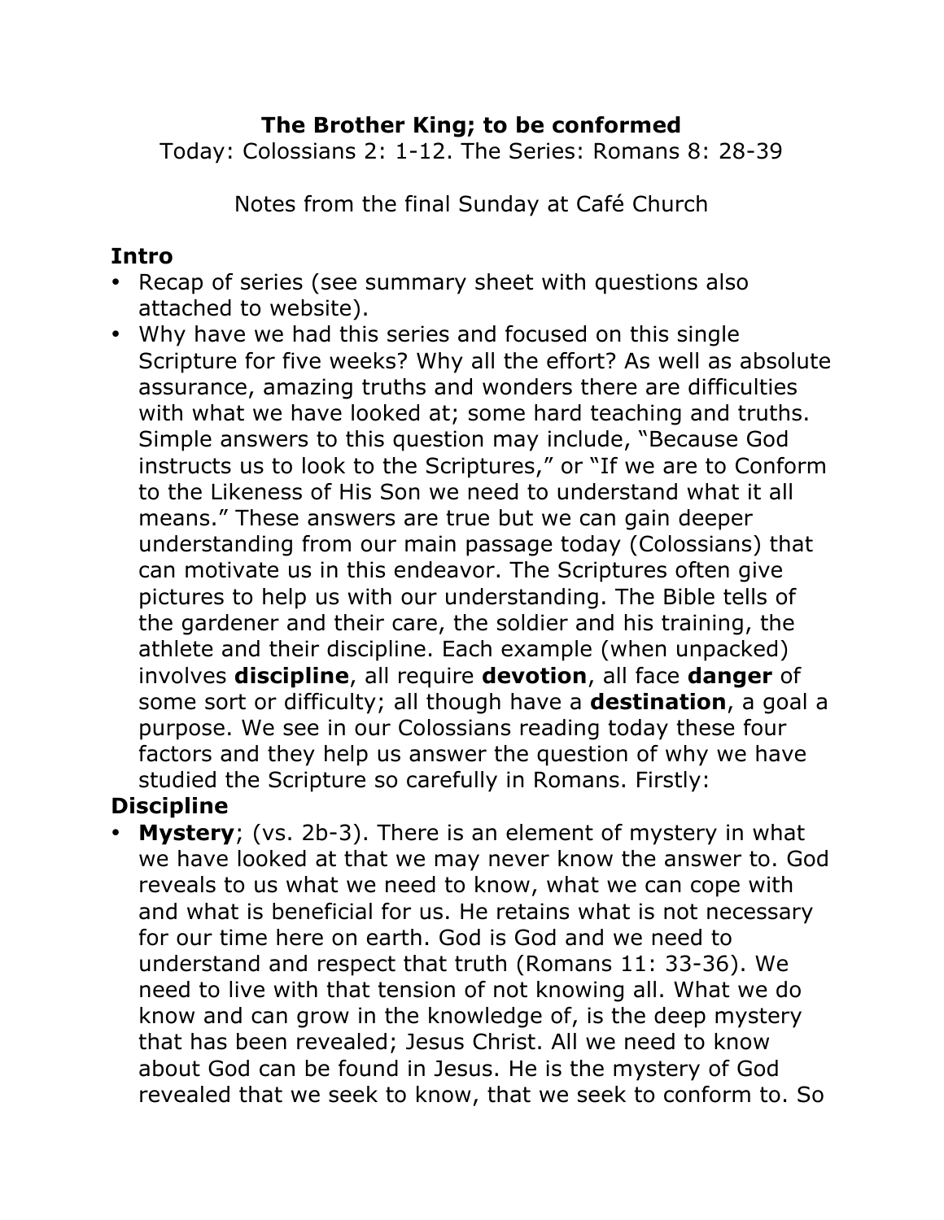# The Brother King; to be conformed

Today: Colossians 2: 1-12. The Series: Romans 8: 28-39

Notes from the final Sunday at Café Church

## Intro

- Recap of series (see summary sheet with questions also attached to website).
- Why have we had this series and focused on this single Scripture for five weeks? Why all the effort? As well as absolute assurance, amazing truths and wonders there are difficulties with what we have looked at; some hard teaching and truths. Simple answers to this question may include, "Because God instructs us to look to the Scriptures," or "If we are to Conform to the Likeness of His Son we need to understand what it all means." These answers are true but we can gain deeper understanding from our main passage today (Colossians) that can motivate us in this endeavor. The Scriptures often give pictures to help us with our understanding. The Bible tells of the gardener and their care, the soldier and his training, the athlete and their discipline. Each example (when unpacked) involves **discipline**, all require **devotion**, all face **danger** of some sort or difficulty; all though have a **destination**, a goal a purpose. We see in our Colossians reading today these four factors and they help us answer the question of why we have studied the Scripture so carefully in Romans. Firstly:

## Discipline

- **Mystery**; (vs. 2b-3). There is an element of mystery in what we have looked at that we may never know the answer to. God reveals to us what we need to know, what we can cope with and what is beneficial for us. He retains what is not necessary for our time here on earth. God is God and we need to understand and respect that truth (Romans 11: 33-36). We need to live with that tension of not knowing all. What we do know and can grow in the knowledge of, is the deep mystery that has been revealed; Jesus Christ. All we need to know about God can be found in Jesus. He is the mystery of God revealed that we seek to know, that we seek to conform to. So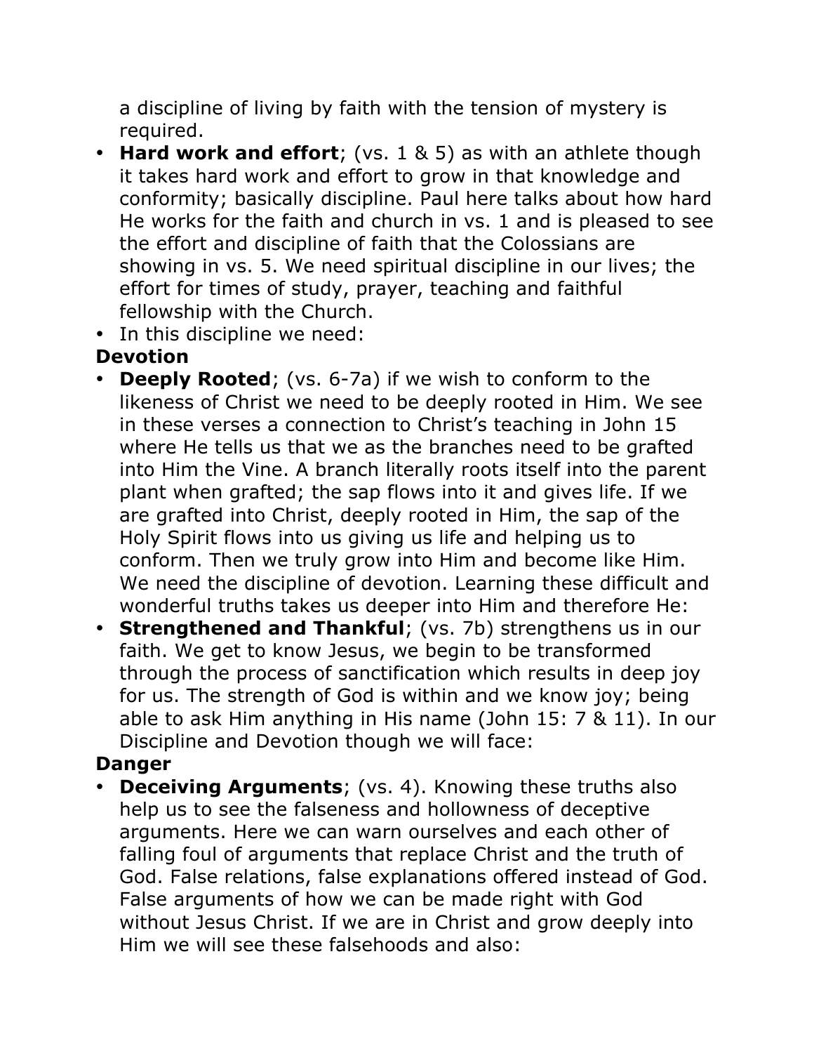a discipline of living by faith with the tension of mystery is required.

- **Hard work and effort**; (vs. 1 & 5) as with an athlete though it takes hard work and effort to grow in that knowledge and conformity; basically discipline. Paul here talks about how hard He works for the faith and church in vs. 1 and is pleased to see the effort and discipline of faith that the Colossians are showing in vs. 5. We need spiritual discipline in our lives; the effort for times of study, prayer, teaching and faithful fellowship with the Church.
- In this discipline we need:

**Devotion**

- **Deeply Rooted**; (vs. 6-7a) if we wish to conform to the likeness of Christ we need to be deeply rooted in Him. We see in these verses a connection to Christ's teaching in John 15 where He tells us that we as the branches need to be grafted into Him the Vine. A branch literally roots itself into the parent plant when grafted; the sap flows into it and gives life. If we are grafted into Christ, deeply rooted in Him, the sap of the Holy Spirit flows into us giving us life and helping us to conform. Then we truly grow into Him and become like Him. We need the discipline of devotion. Learning these difficult and wonderful truths takes us deeper into Him and therefore He:
- **Strengthened and Thankful**; (vs. 7b) strengthens us in our faith. We get to know Jesus, we begin to be transformed through the process of sanctification which results in deep joy for us. The strength of God is within and we know joy; being able to ask Him anything in His name (John 15: 7 & 11). In our Discipline and Devotion though we will face:

**Danger**

- **Deceiving Arguments**; (vs. 4). Knowing these truths also help us to see the falseness and hollowness of deceptive arguments. Here we can warn ourselves and each other of falling foul of arguments that replace Christ and the truth of God. False relations, false explanations offered instead of God. False arguments of how we can be made right with God without Jesus Christ. If we are in Christ and grow deeply into Him we will see these falsehoods and also: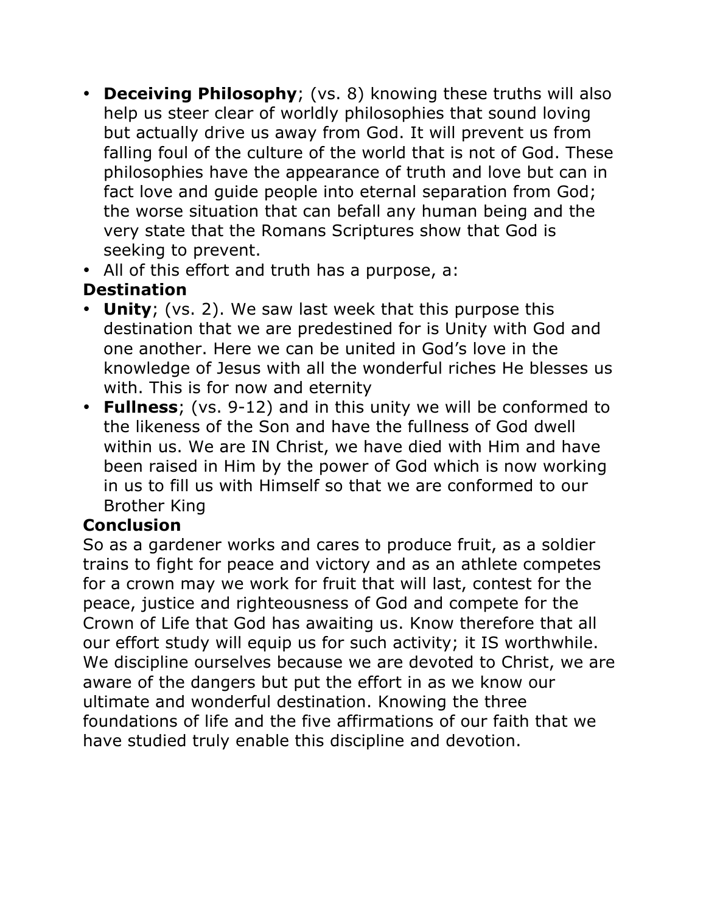- **Deceiving Philosophy**; (vs. 8) knowing these truths will also help us steer clear of worldly philosophies that sound loving but actually drive us away from God. It will prevent us from falling foul of the culture of the world that is not of God. These philosophies have the appearance of truth and love but can in fact love and guide people into eternal separation from God; the worse situation that can befall any human being and the very state that the Romans Scriptures show that God is seeking to prevent.
- All of this effort and truth has a purpose, a:

**Destination**

- **Unity**; (vs. 2). We saw last week that this purpose this destination that we are predestined for is Unity with God and one another. Here we can be united in God's love in the knowledge of Jesus with all the wonderful riches He blesses us with. This is for now and eternity
- **Fullness**; (vs. 9-12) and in this unity we will be conformed to the likeness of the Son and have the fullness of God dwell within us. We are IN Christ, we have died with Him and have been raised in Him by the power of God which is now working in us to fill us with Himself so that we are conformed to our Brother King

**Conclusion**

So as a gardener works and cares to produce fruit, as a soldier trains to fight for peace and victory and as an athlete competes for a crown may we work for fruit that will last, contest for the peace, justice and righteousness of God and compete for the Crown of Life that God has awaiting us. Know therefore that all our effort study will equip us for such activity; it IS worthwhile. We discipline ourselves because we are devoted to Christ, we are aware of the dangers but put the effort in as we know our ultimate and wonderful destination. Knowing the three foundations of life and the five affirmations of our faith that we have studied truly enable this discipline and devotion.